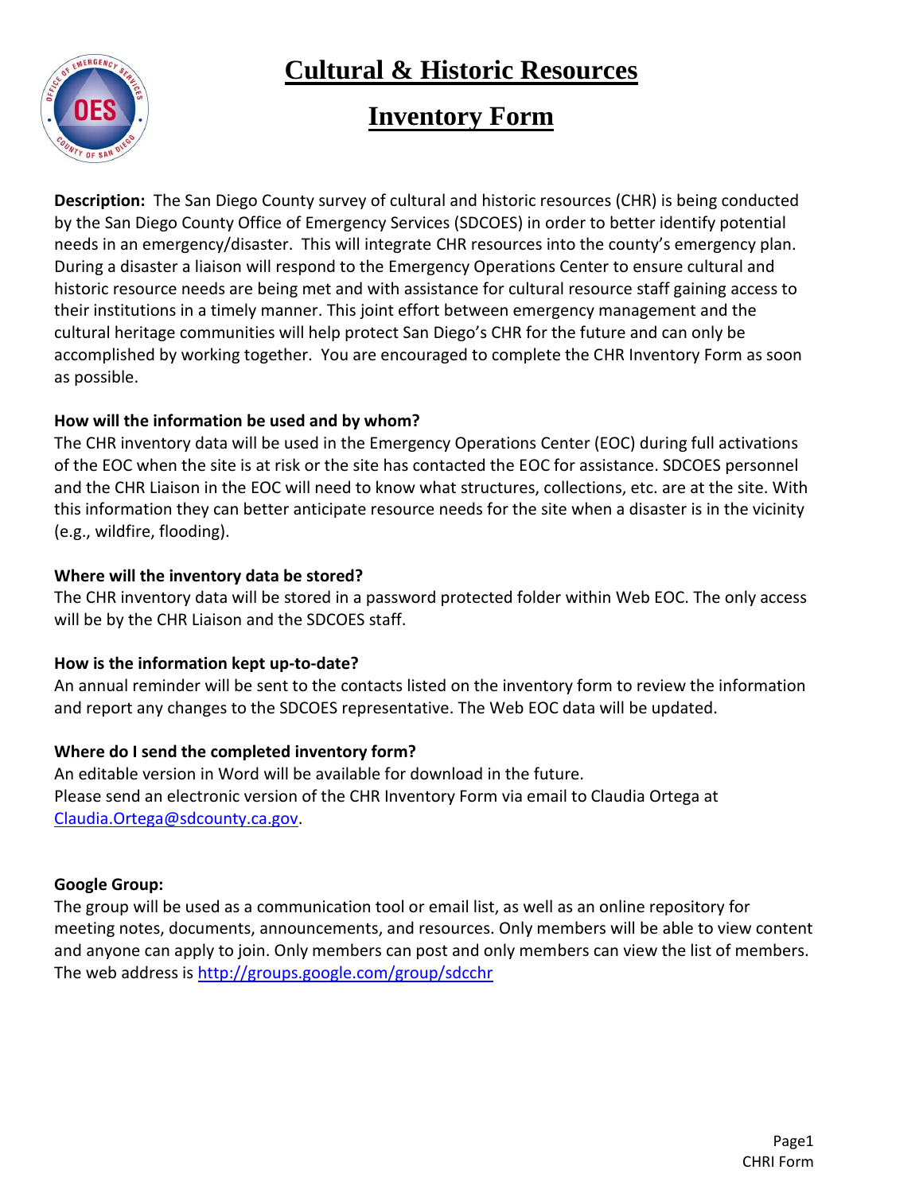# Cultural & Historic Resources

# Inventory Form

**Description:** The San Diego County survey of cultural and historic resources (CHR) is being conducted by the San Diego County Office of Emergency Services (SDCOES) in order to better identify potential needs in an emergency/disaster. This will integrate CHR resources into the county's emergency plan. During a disaster a liaison will respond to the Emergency Operations Center to ensure cultural and historic resource needs are being met and with assistance for cultural resource staff gaining access to their institutions in a timely manner. This joint effort between emergency management and the cultural heritage communities will help protect San Diego's CHR for the future and can only be accomplished by working together. You are encouraged to complete the CHR Inventory Form as soon as possible.

**How will the information be used and by whom?**

The CHR inventory data will be used in the Emergency Operations Center (EOC) during full activations of the EOC when the site is at risk or the site has contacted the EOC for assistance. SDCOES personnel and the CHR Liaison in the EOC will need to know what structures, collections, etc. are at the site. With this information they can better anticipate resource needs for the site when a disaster is in the vicinity (e.g., wildfire, flooding).

**Where will the inventory data be stored?**

The CHR inventory data will be stored in a password protected folder within Web EOC. The only access will be by the CHR Liaison and the SDCOES staff.

**How is the information kept up-to-date?**

An annual reminder will be sent to the contacts listed on the inventory form to review the information and report any changes to the SDCOES representative. The Web EOC data will be updated.

**Where do I send the completed inventory form?**

An editable version in Word will be available for download in the future.
Please send an electronic version of the CHR Inventory Form via email to Claudia Ortega at [Claudia.Ortega@sdcounty.ca.gov](mailto:Claudia.Ortega@sdcounty.ca.gov).

**Google Group:**

The group will be used as a communication tool or email list, as well as an online repository for meeting notes, documents, announcements, and resources. Only members will be able to view content and anyone can apply to join. Only members can post and only members can view the list of members. The web address is [http://groups.google.com/group/sdcchr](http://groups.google.com/group/sdcchr)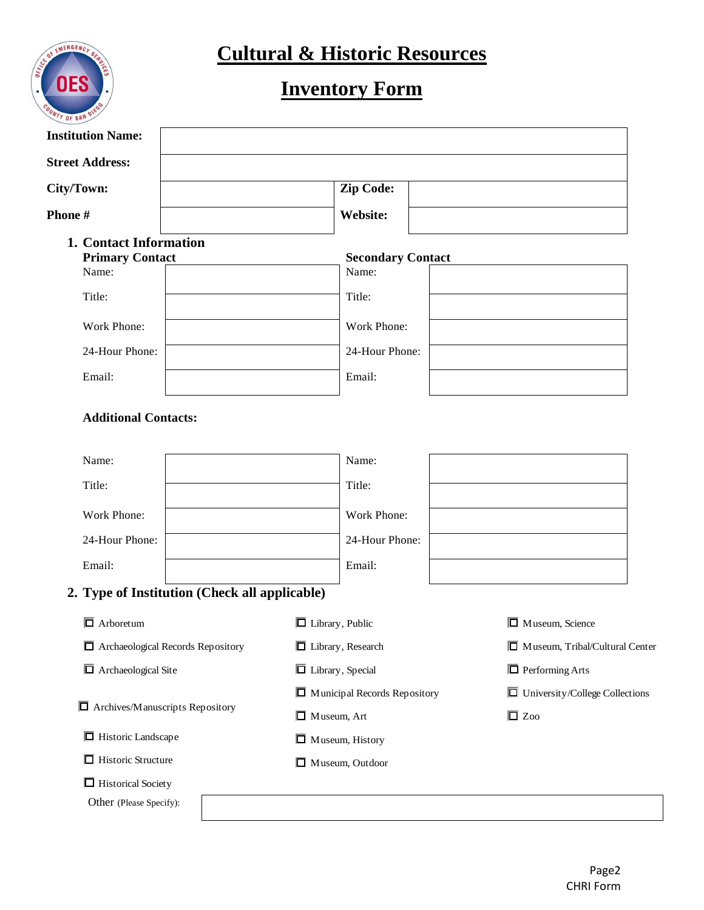# Cultural & Historic Resources

# Inventory Form

| | | | |
|---|---|---|---|
| **Institution Name:** | | | |
| **Street Address:** | | | |
| **City/Town:** | | **Zip Code:** | |
| **Phone #** | | **Website:** | |

## 1. Contact Information

| **Primary Contact** | | **Secondary Contact** | |
|---|---|---|---|
| Name: | | Name: | |
| Title: | | Title: | |
| Work Phone: | | Work Phone: | |
| 24-Hour Phone: | | 24-Hour Phone: | |
| Email: | | Email: | |

**Additional Contacts:**

| | | | |
|---|---|---|---|
| Name: | | Name: | |
| Title: | | Title: | |
| Work Phone: | | Work Phone: | |
| 24-Hour Phone: | | 24-Hour Phone: | |
| Email: | | Email: | |

## 2. Type of Institution (Check all applicable)

- ☐ Arboretum
- ☐ Archaeological Records Repository
- ☐ Archaeological Site
- ☐ Archives/Manuscripts Repository
- ☐ Historic Landscape
- ☐ Historic Structure
- ☐ Historical Society
- ☐ Library, Public
- ☐ Library, Research
- ☐ Library, Special
- ☐ Municipal Records Repository
- ☐ Museum, Art
- ☐ Museum, History
- ☐ Museum, Outdoor
- ☐ Museum, Science
- ☐ Museum, Tribal/Cultural Center
- ☐ Performing Arts
- ☐ University/College Collections
- ☐ Zoo

Other (Please Specify): ______________________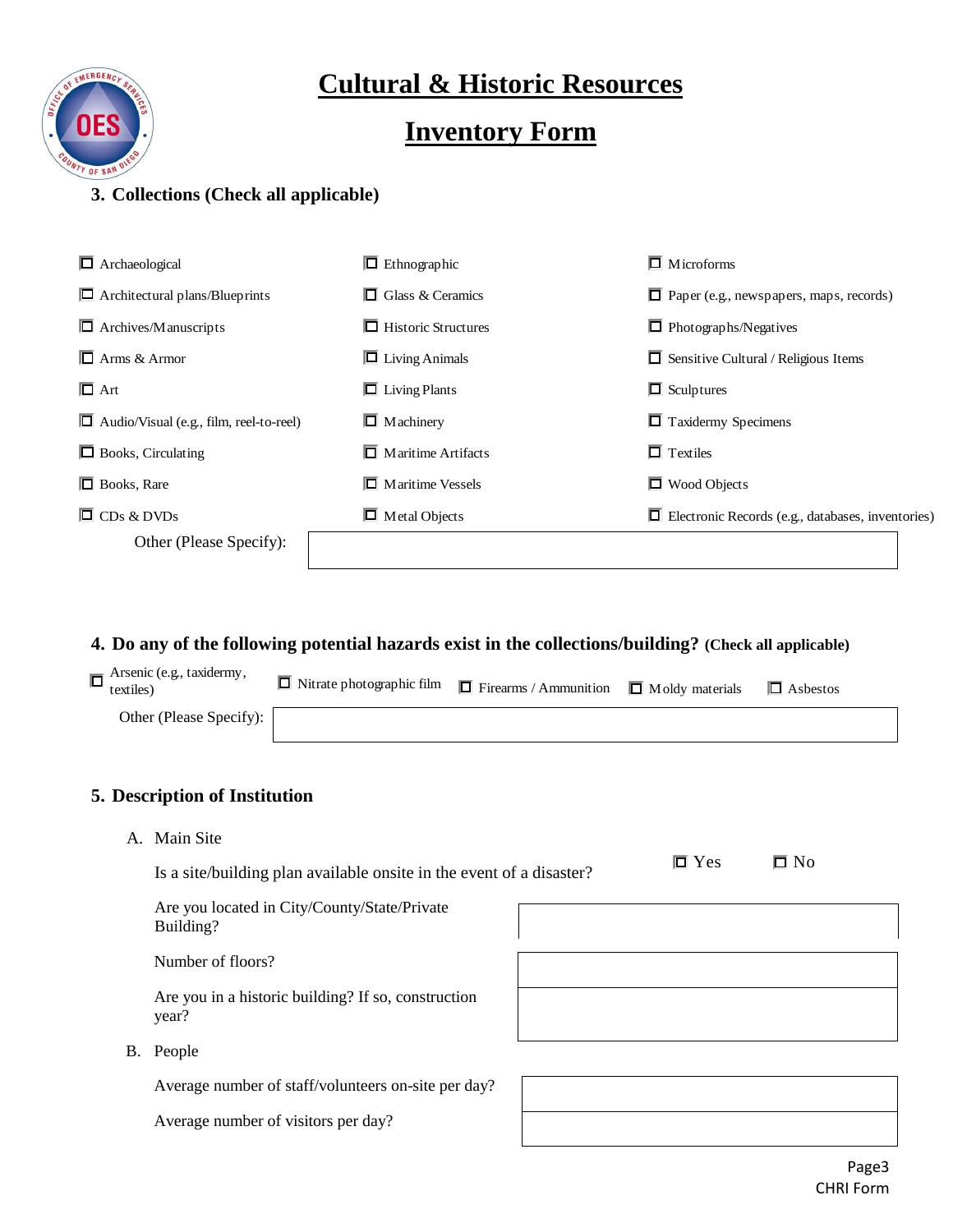# Cultural & Historic Resources

# Inventory Form

## 3. Collections (Check all applicable)

- ☐ Archaeological
- ☐ Architectural plans/Blueprints
- ☐ Archives/Manuscripts
- ☐ Arms & Armor
- ☐ Art
- ☐ Audio/Visual (e.g., film, reel-to-reel)
- ☐ Books, Circulating
- ☐ Books, Rare
- ☐ CDs & DVDs
- ☐ Ethnographic
- ☐ Glass & Ceramics
- ☐ Historic Structures
- ☐ Living Animals
- ☐ Living Plants
- ☐ Machinery
- ☐ Maritime Artifacts
- ☐ Maritime Vessels
- ☐ Metal Objects
- ☐ Microforms
- ☐ Paper (e.g., newspapers, maps, records)
- ☐ Photographs/Negatives
- ☐ Sensitive Cultural / Religious Items
- ☐ Sculptures
- ☐ Taxidermy Specimens
- ☐ Textiles
- ☐ Wood Objects
- ☐ Electronic Records (e.g., databases, inventories)

Other (Please Specify): ____________________

## 4. Do any of the following potential hazards exist in the collections/building? (Check all applicable)

- ☐ Arsenic (e.g., taxidermy, textiles)
- ☐ Nitrate photographic film
- ☐ Firearms / Ammunition
- ☐ Moldy materials
- ☐ Asbestos

Other (Please Specify): ____________________

## 5. Description of Institution

A. Main Site

| | |
|---|---|
| Is a site/building plan available onsite in the event of a disaster? | ☐ Yes ☐ No |
| Are you located in City/County/State/Private Building? | |
| Number of floors? | |
| Are you in a historic building? If so, construction year? | |

B. People

| | |
|---|---|
| Average number of staff/volunteers on-site per day? | |
| Average number of visitors per day? | |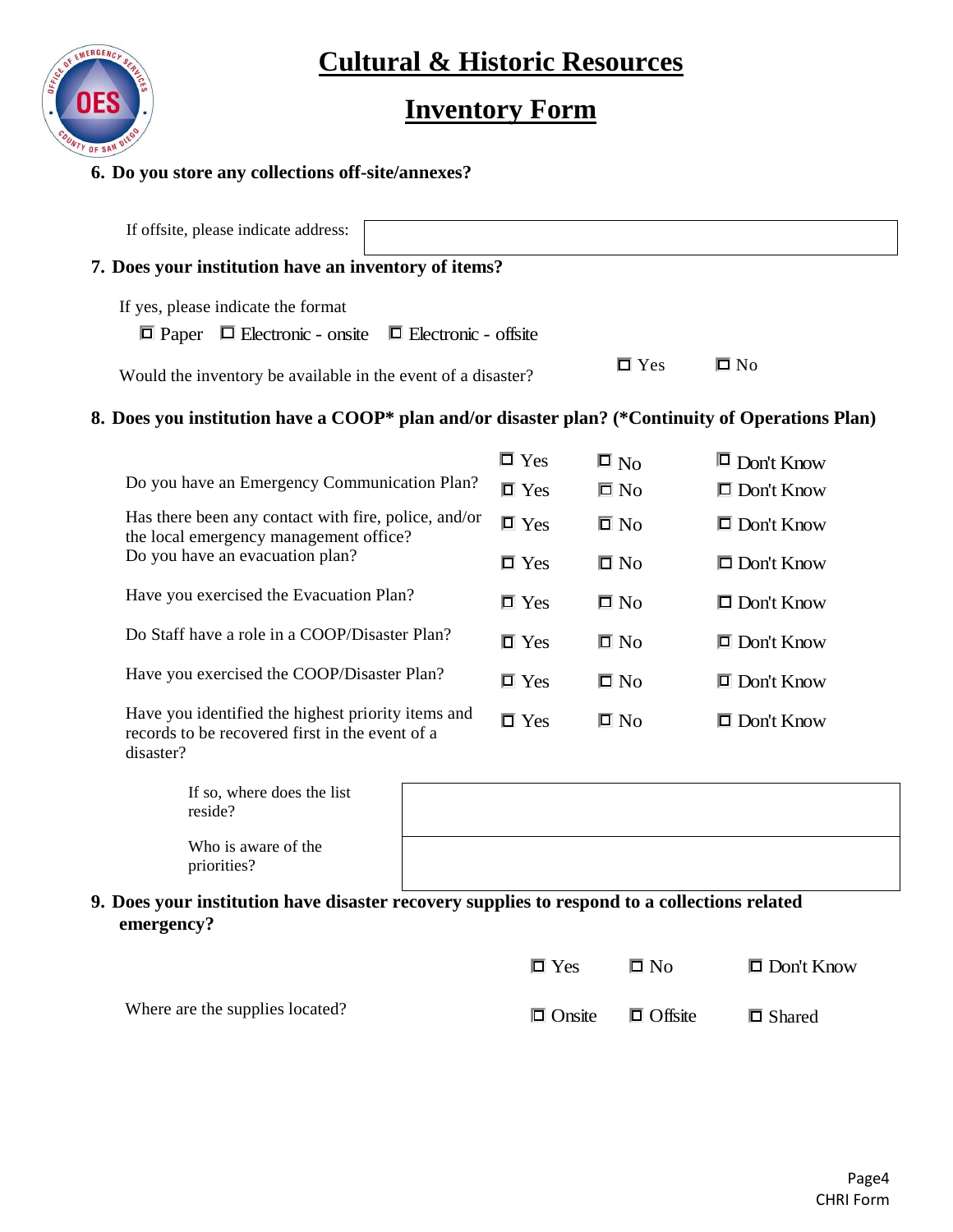# Cultural & Historic Resources

# Inventory Form

**6. Do you store any collections off-site/annexes?**

If offsite, please indicate address:

**7. Does your institution have an inventory of items?**

If yes, please indicate the format

☐ Paper ☐ Electronic - onsite ☐ Electronic - offsite

Would the inventory be available in the event of a disaster? ☐ Yes ☐ No

**8. Does you institution have a COOP\* plan and/or disaster plan? (\*Continuity of Operations Plan)**

| | | | |
|---|---|---|---|
| | ☐ Yes | ☐ No | ☐ Don't Know |
| Do you have an Emergency Communication Plan? | ☐ Yes | ☐ No | ☐ Don't Know |
| Has there been any contact with fire, police, and/or the local emergency management office? | ☐ Yes | ☐ No | ☐ Don't Know |
| Do you have an evacuation plan? | ☐ Yes | ☐ No | ☐ Don't Know |
| Have you exercised the Evacuation Plan? | ☐ Yes | ☐ No | ☐ Don't Know |
| Do Staff have a role in a COOP/Disaster Plan? | ☐ Yes | ☐ No | ☐ Don't Know |
| Have you exercised the COOP/Disaster Plan? | ☐ Yes | ☐ No | ☐ Don't Know |
| Have you identified the highest priority items and records to be recovered first in the event of a disaster? | ☐ Yes | ☐ No | ☐ Don't Know |

If so, where does the list reside?

Who is aware of the priorities?

**9. Does your institution have disaster recovery supplies to respond to a collections related emergency?**

☐ Yes ☐ No ☐ Don't Know

Where are the supplies located? ☐ Onsite ☐ Offsite ☐ Shared

CHRI Form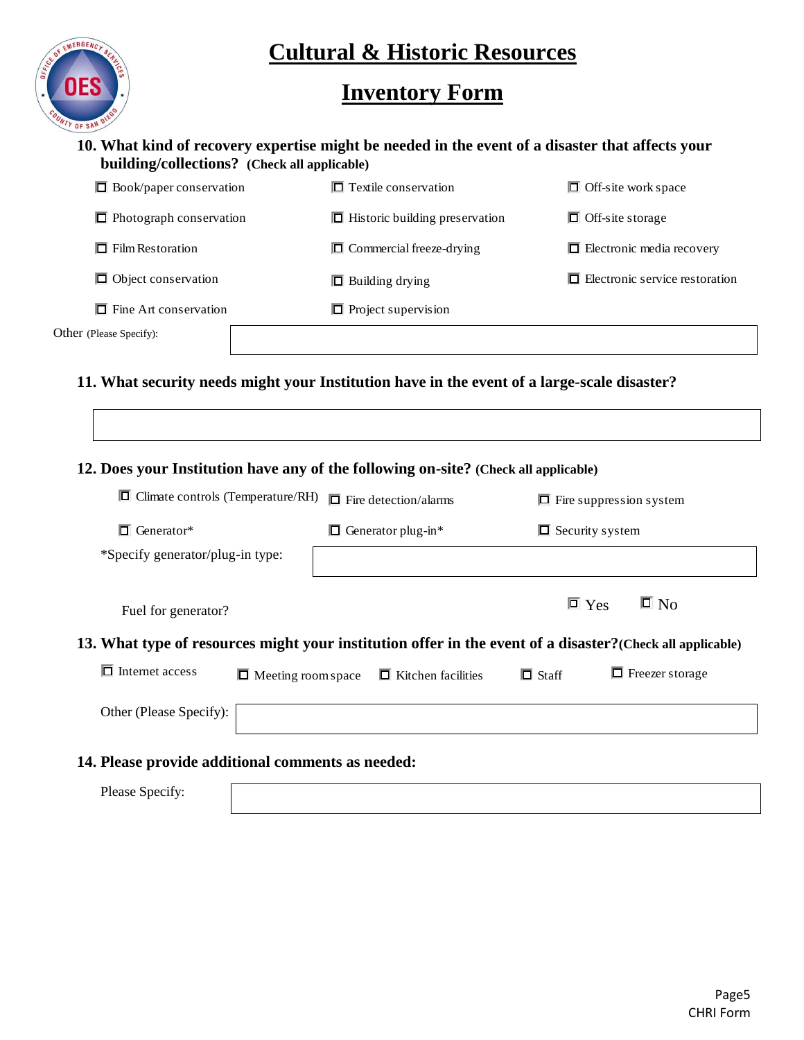# Cultural & Historic Resources

# Inventory Form

**10. What kind of recovery expertise might be needed in the event of a disaster that affects your building/collections? (Check all applicable)**

- ☐ Book/paper conservation
- ☐ Photograph conservation
- ☐ Film Restoration
- ☐ Object conservation
- ☐ Fine Art conservation
- ☐ Textile conservation
- ☐ Historic building preservation
- ☐ Commercial freeze-drying
- ☐ Building drying
- ☐ Project supervision
- ☐ Off-site work space
- ☐ Off-site storage
- ☐ Electronic media recovery
- ☐ Electronic service restoration

Other (Please Specify): ____________________

**11. What security needs might your Institution have in the event of a large-scale disaster?**

____________________

**12. Does your Institution have any of the following on-site? (Check all applicable)**

- ☐ Climate controls (Temperature/RH)
- ☐ Fire detection/alarms
- ☐ Fire suppression system
- ☐ Generator*
- ☐ Generator plug-in*
- ☐ Security system

*Specify generator/plug-in type: ____________________

Fuel for generator? ☐ Yes ☐ No

**13. What type of resources might your institution offer in the event of a disaster? (Check all applicable)**

- ☐ Internet access
- ☐ Meeting room space
- ☐ Kitchen facilities
- ☐ Staff
- ☐ Freezer storage

Other (Please Specify): ____________________

**14. Please provide additional comments as needed:**

Please Specify: ____________________